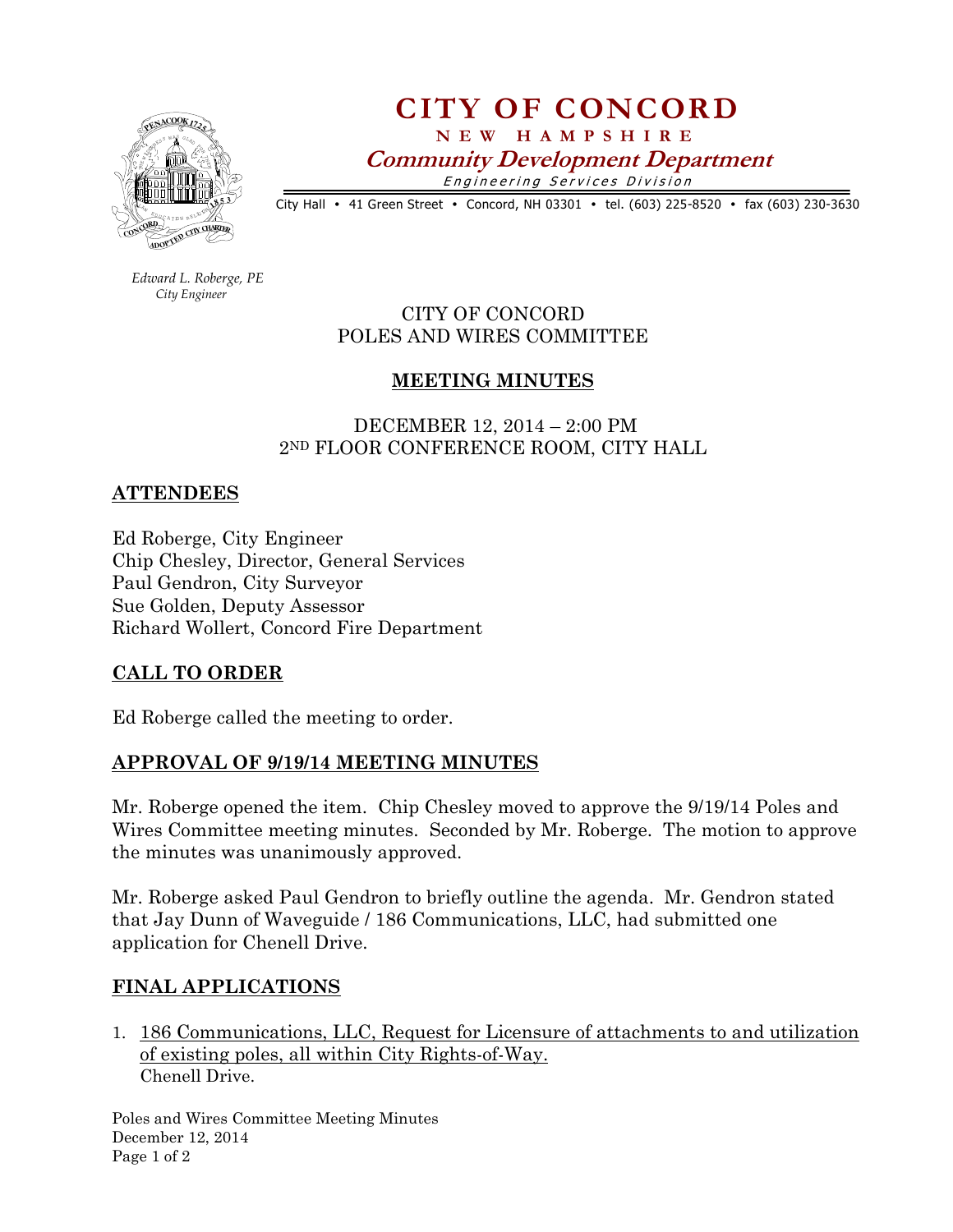# CITY OF CONCORD

**NEW HAMPSHIRE**

***Community Development Department***

*Engineering Services Division*

City Hall • 41 Green Street • Concord, NH 03301 • tel. (603) 225-8520 • fax (603) 230-3630

*Edward L. Roberge, PE*
*City Engineer*

CITY OF CONCORD
POLES AND WIRES COMMITTEE

## MEETING MINUTES

DECEMBER 12, 2014 – 2:00 PM
2ND FLOOR CONFERENCE ROOM, CITY HALL

## ATTENDEES

Ed Roberge, City Engineer
Chip Chesley, Director, General Services
Paul Gendron, City Surveyor
Sue Golden, Deputy Assessor
Richard Wollert, Concord Fire Department

## CALL TO ORDER

Ed Roberge called the meeting to order.

## APPROVAL OF 9/19/14 MEETING MINUTES

Mr. Roberge opened the item. Chip Chesley moved to approve the 9/19/14 Poles and Wires Committee meeting minutes. Seconded by Mr. Roberge. The motion to approve the minutes was unanimously approved.

Mr. Roberge asked Paul Gendron to briefly outline the agenda. Mr. Gendron stated that Jay Dunn of Waveguide / 186 Communications, LLC, had submitted one application for Chenell Drive.

## FINAL APPLICATIONS

1. 186 Communications, LLC, Request for Licensure of attachments to and utilization of existing poles, all within City Rights-of-Way.
   Chenell Drive.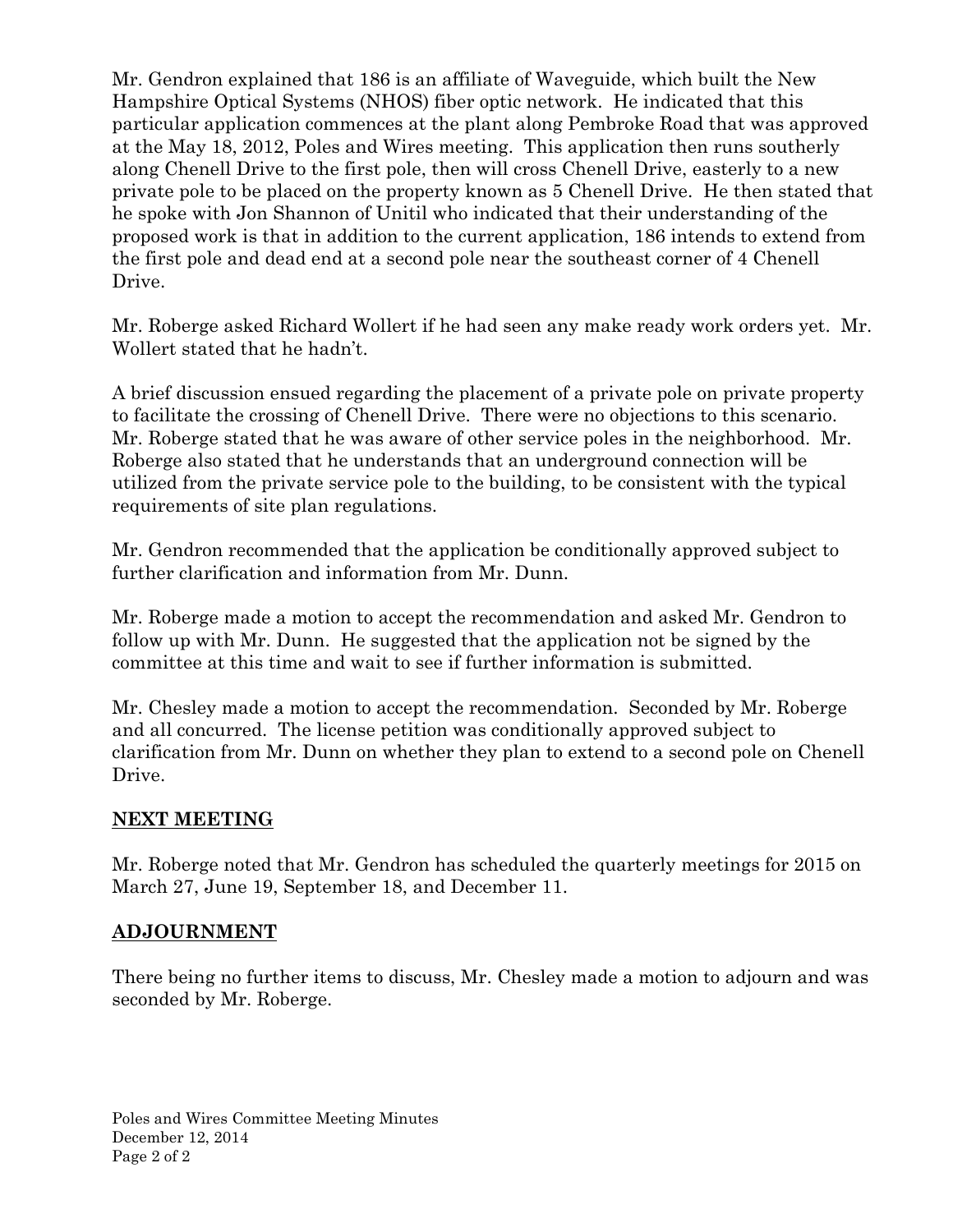Mr. Gendron explained that 186 is an affiliate of Waveguide, which built the New Hampshire Optical Systems (NHOS) fiber optic network. He indicated that this particular application commences at the plant along Pembroke Road that was approved at the May 18, 2012, Poles and Wires meeting. This application then runs southerly along Chenell Drive to the first pole, then will cross Chenell Drive, easterly to a new private pole to be placed on the property known as 5 Chenell Drive. He then stated that he spoke with Jon Shannon of Unitil who indicated that their understanding of the proposed work is that in addition to the current application, 186 intends to extend from the first pole and dead end at a second pole near the southeast corner of 4 Chenell Drive.

Mr. Roberge asked Richard Wollert if he had seen any make ready work orders yet. Mr. Wollert stated that he hadn't.

A brief discussion ensued regarding the placement of a private pole on private property to facilitate the crossing of Chenell Drive. There were no objections to this scenario. Mr. Roberge stated that he was aware of other service poles in the neighborhood. Mr. Roberge also stated that he understands that an underground connection will be utilized from the private service pole to the building, to be consistent with the typical requirements of site plan regulations.

Mr. Gendron recommended that the application be conditionally approved subject to further clarification and information from Mr. Dunn.

Mr. Roberge made a motion to accept the recommendation and asked Mr. Gendron to follow up with Mr. Dunn. He suggested that the application not be signed by the committee at this time and wait to see if further information is submitted.

Mr. Chesley made a motion to accept the recommendation. Seconded by Mr. Roberge and all concurred. The license petition was conditionally approved subject to clarification from Mr. Dunn on whether they plan to extend to a second pole on Chenell Drive.

## NEXT MEETING

Mr. Roberge noted that Mr. Gendron has scheduled the quarterly meetings for 2015 on March 27, June 19, September 18, and December 11.

## ADJOURNMENT

There being no further items to discuss, Mr. Chesley made a motion to adjourn and was seconded by Mr. Roberge.